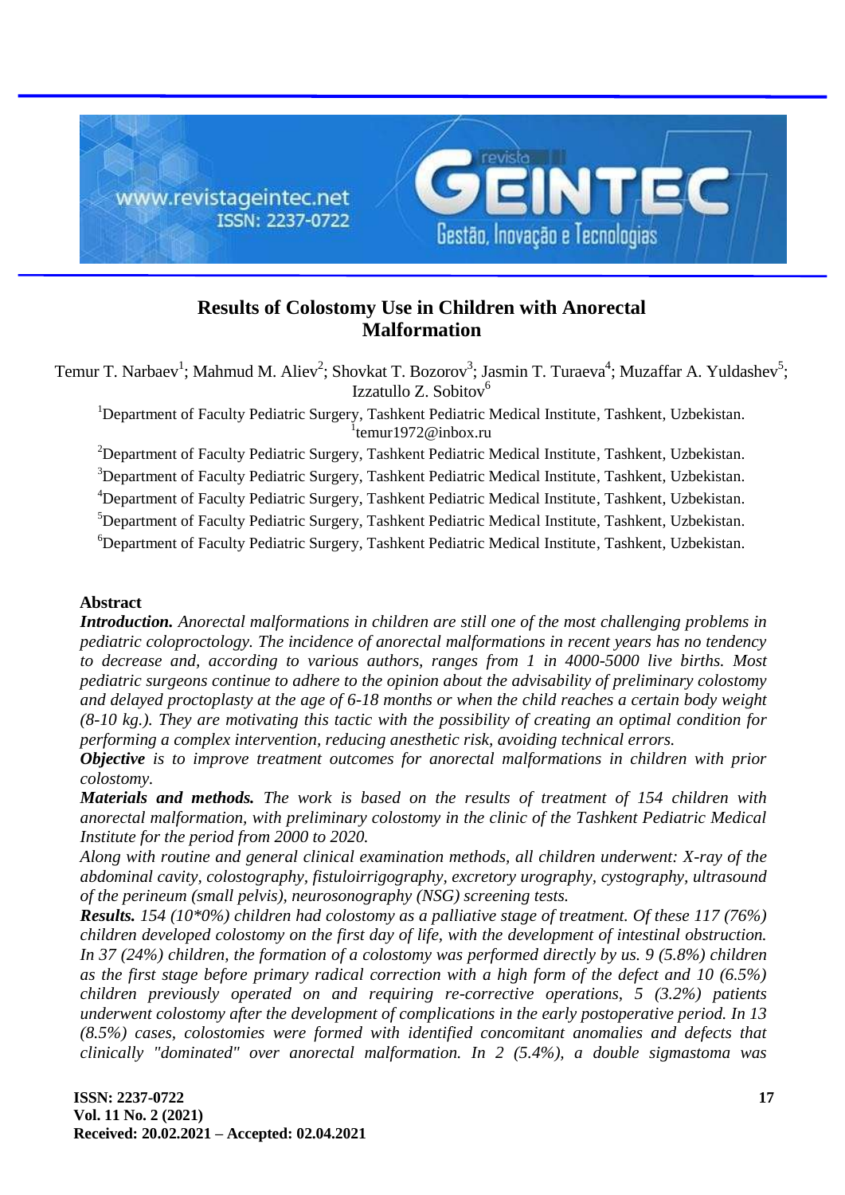# Results of Colostomy Use in Children with Anorectal Malformation

Temur T. Narbaev[1]; Mahmud M. Aliev[2]; Shovkat T. Bozorov[3]; Jasmin T. Turaeva[4]; Muzaffar A. Yuldashev[5]; Izzatullo Z. Sobitov[6]

[1]Department of Faculty Pediatric Surgery, Tashkent Pediatric Medical Institute, Tashkent, Uzbekistan.
[1]temur1972@inbox.ru

[2]Department of Faculty Pediatric Surgery, Tashkent Pediatric Medical Institute, Tashkent, Uzbekistan.

[3]Department of Faculty Pediatric Surgery, Tashkent Pediatric Medical Institute, Tashkent, Uzbekistan.

[4]Department of Faculty Pediatric Surgery, Tashkent Pediatric Medical Institute, Tashkent, Uzbekistan.

[5]Department of Faculty Pediatric Surgery, Tashkent Pediatric Medical Institute, Tashkent, Uzbekistan.

[6]Department of Faculty Pediatric Surgery, Tashkent Pediatric Medical Institute, Tashkent, Uzbekistan.

## Abstract

***Introduction.*** *Anorectal malformations in children are still one of the most challenging problems in pediatric coloproctology. The incidence of anorectal malformations in recent years has no tendency to decrease and, according to various authors, ranges from 1 in 4000-5000 live births. Most pediatric surgeons continue to adhere to the opinion about the advisability of preliminary colostomy and delayed proctoplasty at the age of 6-18 months or when the child reaches a certain body weight (8-10 kg.). They are motivating this tactic with the possibility of creating an optimal condition for performing a complex intervention, reducing anesthetic risk, avoiding technical errors.*

***Objective*** *is to improve treatment outcomes for anorectal malformations in children with prior colostomy.*

***Materials and methods.*** *The work is based on the results of treatment of 154 children with anorectal malformation, with preliminary colostomy in the clinic of the Tashkent Pediatric Medical Institute for the period from 2000 to 2020.*

*Along with routine and general clinical examination methods, all children underwent: X-ray of the abdominal cavity, colostography, fistuloirrigography, excretory urography, cystography, ultrasound of the perineum (small pelvis), neurosonography (NSG) screening tests.*

***Results.*** *154 (10*0%) children had colostomy as a palliative stage of treatment. Of these 117 (76%) children developed colostomy on the first day of life, with the development of intestinal obstruction. In 37 (24%) children, the formation of a colostomy was performed directly by us. 9 (5.8%) children as the first stage before primary radical correction with a high form of the defect and 10 (6.5%) children previously operated on and requiring re-corrective operations, 5 (3.2%) patients underwent colostomy after the development of complications in the early postoperative period. In 13 (8.5%) cases, colostomies were formed with identified concomitant anomalies and defects that clinically "dominated" over anorectal malformation. In 2 (5.4%), a double sigmastoma was*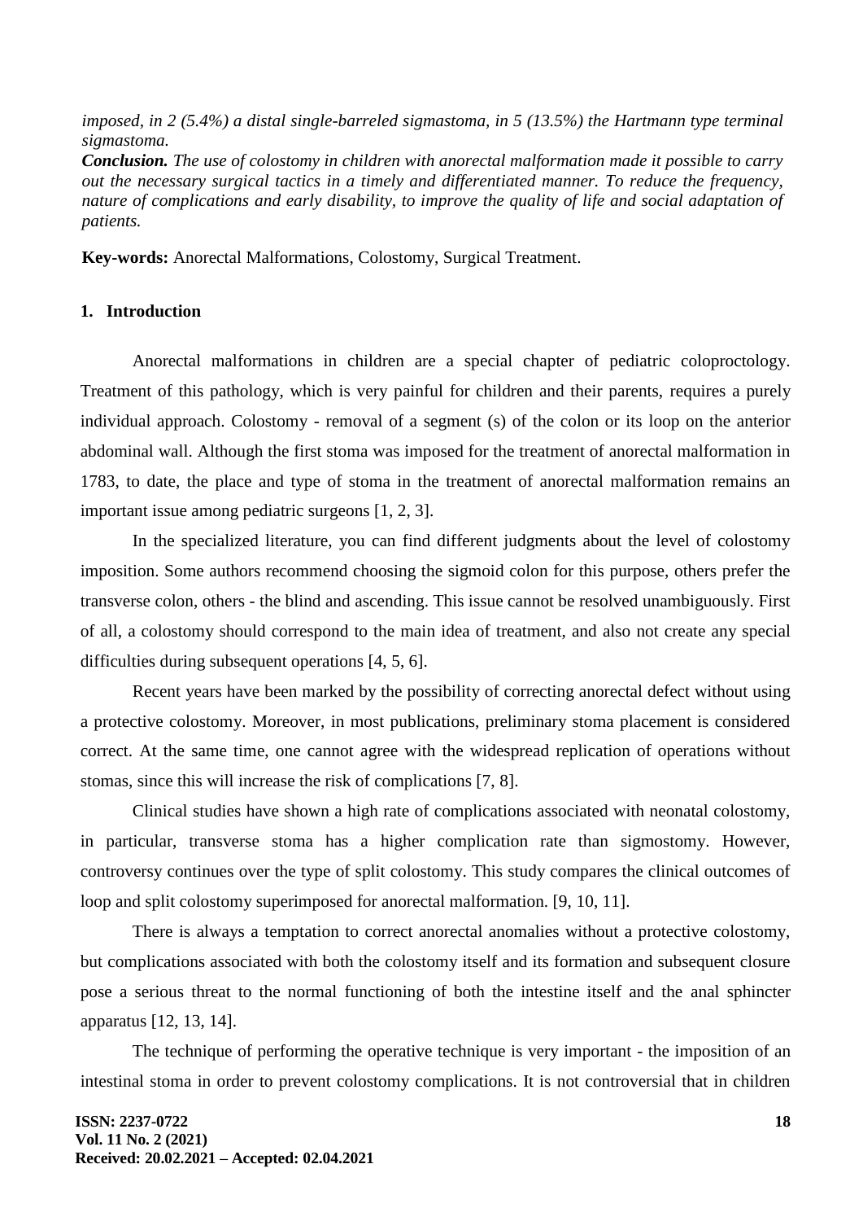*imposed, in 2 (5.4%) a distal single-barreled sigmastoma, in 5 (13.5%) the Hartmann type terminal sigmastoma.*

***Conclusion.*** *The use of colostomy in children with anorectal malformation made it possible to carry out the necessary surgical tactics in a timely and differentiated manner. To reduce the frequency, nature of complications and early disability, to improve the quality of life and social adaptation of patients.*

**Key-words:** Anorectal Malformations, Colostomy, Surgical Treatment.

## 1. Introduction

Anorectal malformations in children are a special chapter of pediatric coloproctology. Treatment of this pathology, which is very painful for children and their parents, requires a purely individual approach. Colostomy - removal of a segment (s) of the colon or its loop on the anterior abdominal wall. Although the first stoma was imposed for the treatment of anorectal malformation in 1783, to date, the place and type of stoma in the treatment of anorectal malformation remains an important issue among pediatric surgeons [1, 2, 3].

In the specialized literature, you can find different judgments about the level of colostomy imposition. Some authors recommend choosing the sigmoid colon for this purpose, others prefer the transverse colon, others - the blind and ascending. This issue cannot be resolved unambiguously. First of all, a colostomy should correspond to the main idea of treatment, and also not create any special difficulties during subsequent operations [4, 5, 6].

Recent years have been marked by the possibility of correcting anorectal defect without using a protective colostomy. Moreover, in most publications, preliminary stoma placement is considered correct. At the same time, one cannot agree with the widespread replication of operations without stomas, since this will increase the risk of complications [7, 8].

Clinical studies have shown a high rate of complications associated with neonatal colostomy, in particular, transverse stoma has a higher complication rate than sigmostomy. However, controversy continues over the type of split colostomy. This study compares the clinical outcomes of loop and split colostomy superimposed for anorectal malformation. [9, 10, 11].

There is always a temptation to correct anorectal anomalies without a protective colostomy, but complications associated with both the colostomy itself and its formation and subsequent closure pose a serious threat to the normal functioning of both the intestine itself and the anal sphincter apparatus [12, 13, 14].

The technique of performing the operative technique is very important - the imposition of an intestinal stoma in order to prevent colostomy complications. It is not controversial that in children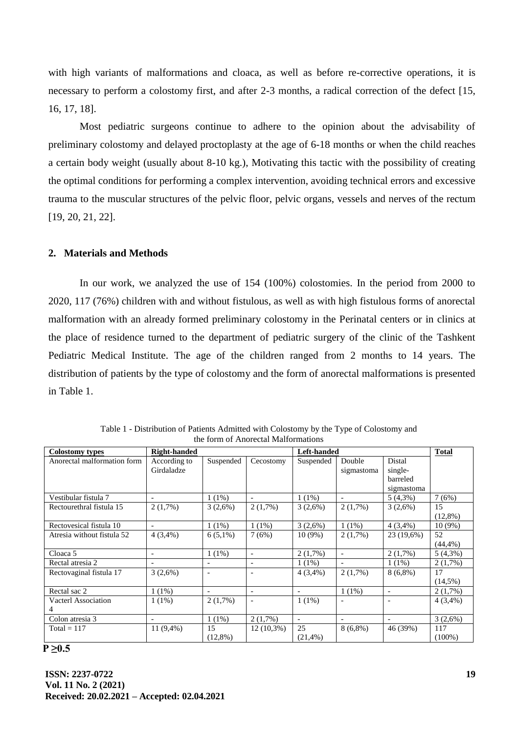with high variants of malformations and cloaca, as well as before re-corrective operations, it is necessary to perform a colostomy first, and after 2-3 months, a radical correction of the defect [15, 16, 17, 18].

Most pediatric surgeons continue to adhere to the opinion about the advisability of preliminary colostomy and delayed proctoplasty at the age of 6-18 months or when the child reaches a certain body weight (usually about 8-10 kg.), Motivating this tactic with the possibility of creating the optimal conditions for performing a complex intervention, avoiding technical errors and excessive trauma to the muscular structures of the pelvic floor, pelvic organs, vessels and nerves of the rectum [19, 20, 21, 22].

## 2. Materials and Methods

In our work, we analyzed the use of 154 (100%) colostomies. In the period from 2000 to 2020, 117 (76%) children with and without fistulous, as well as with high fistulous forms of anorectal malformation with an already formed preliminary colostomy in the Perinatal centers or in clinics at the place of residence turned to the department of pediatric surgery of the clinic of the Tashkent Pediatric Medical Institute. The age of the children ranged from 2 months to 14 years. The distribution of patients by the type of colostomy and the form of anorectal malformations is presented in Table 1.

Table 1 - Distribution of Patients Admitted with Colostomy by the Type of Colostomy and the form of Anorectal Malformations

| **Colostomy types** | **Right-handed** | | | **Left-handed** | | | **Total** |
|---|---|---|---|---|---|---|---|
| Anorectal malformation form | According to Girdaladze | Suspended | Cecostomy | Suspended | Double sigmastoma | Distal single-barreled sigmastoma | |
| Vestibular fistula 7 | - | 1 (1%) | - | 1 (1%) | - | 5 (4,3%) | 7 (6%) |
| Rectourethral fistula 15 | 2 (1,7%) | 3 (2,6%) | 2 (1,7%) | 3 (2,6%) | 2 (1,7%) | 3 (2,6%) | 15 (12,8%) |
| Rectovesical fistula 10 | - | 1 (1%) | 1 (1%) | 3 (2,6%) | 1 (1%) | 4 (3,4%) | 10 (9%) |
| Atresia without fistula 52 | 4 (3,4%) | 6 (5,1%) | 7 (6%) | 10 (9%) | 2 (1,7%) | 23 (19,6%) | 52 (44,4%) |
| Cloaca 5 | - | 1 (1%) | - | 2 (1,7%) | - | 2 (1,7%) | 5 (4,3%) |
| Rectal atresia 2 | - | - | - | 1 (1%) | - | 1 (1%) | 2 (1,7%) |
| Rectovaginal fistula 17 | 3 (2,6%) | - | - | 4 (3,4%) | 2 (1,7%) | 8 (6,8%) | 17 (14,5%) |
| Rectal sac 2 | 1 (1%) | - | - | - | 1 (1%) | - | 2 (1,7%) |
| Vacterl Association 4 | 1 (1%) | 2 (1,7%) | - | 1 (1%) | - | - | 4 (3,4%) |
| Colon atresia 3 | - | 1 (1%) | 2 (1,7%) | - | - | - | 3 (2,6%) |
| Total = 117 | 11 (9,4%) | 15 (12,8%) | 12 (10,3%) | 25 (21,4%) | 8 (6,8%) | 46 (39%) | 117 (100%) |

**P ≥0.5**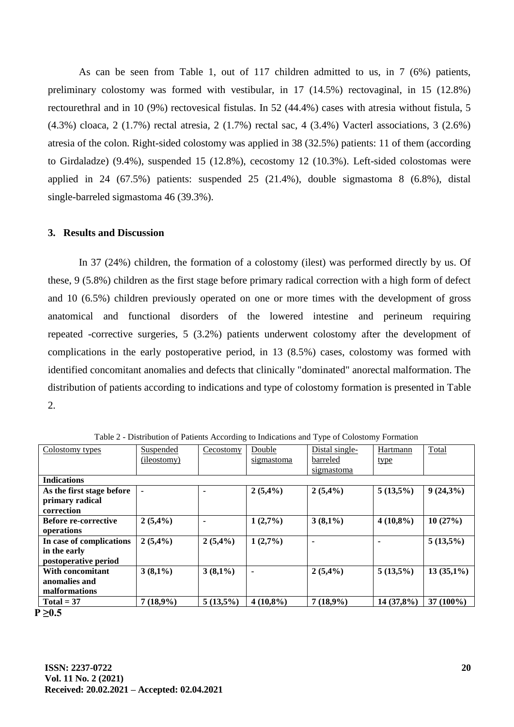As can be seen from Table 1, out of 117 children admitted to us, in 7 (6%) patients, preliminary colostomy was formed with vestibular, in 17 (14.5%) rectovaginal, in 15 (12.8%) rectourethral and in 10 (9%) rectovesical fistulas. In 52 (44.4%) cases with atresia without fistula, 5 (4.3%) cloaca, 2 (1.7%) rectal atresia, 2 (1.7%) rectal sac, 4 (3.4%) Vacterl associations, 3 (2.6%) atresia of the colon. Right-sided colostomy was applied in 38 (32.5%) patients: 11 of them (according to Girdaladze) (9.4%), suspended 15 (12.8%), cecostomy 12 (10.3%). Left-sided colostomas were applied in 24 (67.5%) patients: suspended 25 (21.4%), double sigmastoma 8 (6.8%), distal single-barreled sigmastoma 46 (39.3%).

## 3. Results and Discussion

In 37 (24%) children, the formation of a colostomy (ilest) was performed directly by us. Of these, 9 (5.8%) children as the first stage before primary radical correction with a high form of defect and 10 (6.5%) children previously operated on one or more times with the development of gross anatomical and functional disorders of the lowered intestine and perineum requiring repeated -corrective surgeries, 5 (3.2%) patients underwent colostomy after the development of complications in the early postoperative period, in 13 (8.5%) cases, colostomy was formed with identified concomitant anomalies and defects that clinically "dominated" anorectal malformation. The distribution of patients according to indications and type of colostomy formation is presented in Table 2.

Table 2 - Distribution of Patients According to Indications and Type of Colostomy Formation

| Colostomy types | Suspended (ileostomy) | Cecostomy | Double sigmastoma | Distal single-barreled sigmastoma | Hartmann type | Total |
|---|---|---|---|---|---|---|
| **Indications** | | | | | | |
| **As the first stage before primary radical correction** | - | - | **2 (5,4%)** | **2 (5,4%)** | **5 (13,5%)** | **9 (24,3%)** |
| **Before re-corrective operations** | **2 (5,4%)** | - | **1 (2,7%)** | **3 (8,1%)** | **4 (10,8%)** | **10 (27%)** |
| **In case of complications in the early postoperative period** | **2 (5,4%)** | **2 (5,4%)** | **1 (2,7%)** | - | - | **5 (13,5%)** |
| **With concomitant anomalies and malformations** | **3 (8,1%)** | **3 (8,1%)** | - | **2 (5,4%)** | **5 (13,5%)** | **13 (35,1%)** |
| **Total = 37** | **7 (18,9%)** | **5 (13,5%)** | **4 (10,8%)** | **7 (18,9%)** | **14 (37,8%)** | **37 (100%)** |

**$P \geq 0.5$**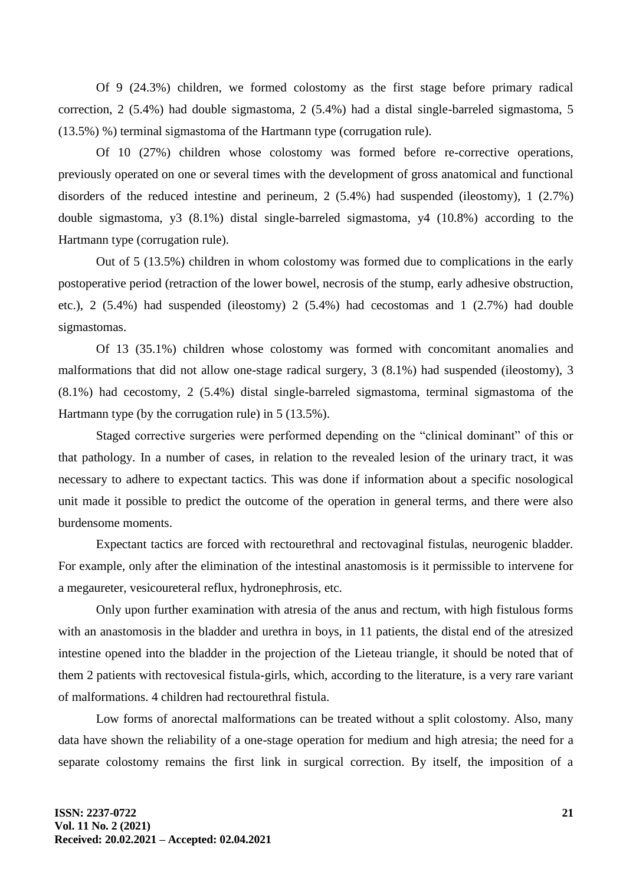Of 9 (24.3%) children, we formed colostomy as the first stage before primary radical correction, 2 (5.4%) had double sigmastoma, 2 (5.4%) had a distal single-barreled sigmastoma, 5 (13.5%) %) terminal sigmastoma of the Hartmann type (corrugation rule).

Of 10 (27%) children whose colostomy was formed before re-corrective operations, previously operated on one or several times with the development of gross anatomical and functional disorders of the reduced intestine and perineum, 2 (5.4%) had suspended (ileostomy), 1 (2.7%) double sigmastoma, y3 (8.1%) distal single-barreled sigmastoma, y4 (10.8%) according to the Hartmann type (corrugation rule).

Out of 5 (13.5%) children in whom colostomy was formed due to complications in the early postoperative period (retraction of the lower bowel, necrosis of the stump, early adhesive obstruction, etc.), 2 (5.4%) had suspended (ileostomy) 2 (5.4%) had cecostomas and 1 (2.7%) had double sigmastomas.

Of 13 (35.1%) children whose colostomy was formed with concomitant anomalies and malformations that did not allow one-stage radical surgery, 3 (8.1%) had suspended (ileostomy), 3 (8.1%) had cecostomy, 2 (5.4%) distal single-barreled sigmastoma, terminal sigmastoma of the Hartmann type (by the corrugation rule) in 5 (13.5%).

Staged corrective surgeries were performed depending on the "clinical dominant" of this or that pathology. In a number of cases, in relation to the revealed lesion of the urinary tract, it was necessary to adhere to expectant tactics. This was done if information about a specific nosological unit made it possible to predict the outcome of the operation in general terms, and there were also burdensome moments.

Expectant tactics are forced with rectourethral and rectovaginal fistulas, neurogenic bladder. For example, only after the elimination of the intestinal anastomosis is it permissible to intervene for a megaureter, vesicoureteral reflux, hydronephrosis, etc.

Only upon further examination with atresia of the anus and rectum, with high fistulous forms with an anastomosis in the bladder and urethra in boys, in 11 patients, the distal end of the atresized intestine opened into the bladder in the projection of the Lieteau triangle, it should be noted that of them 2 patients with rectovesical fistula-girls, which, according to the literature, is a very rare variant of malformations. 4 children had rectourethral fistula.

Low forms of anorectal malformations can be treated without a split colostomy. Also, many data have shown the reliability of a one-stage operation for medium and high atresia; the need for a separate colostomy remains the first link in surgical correction. By itself, the imposition of a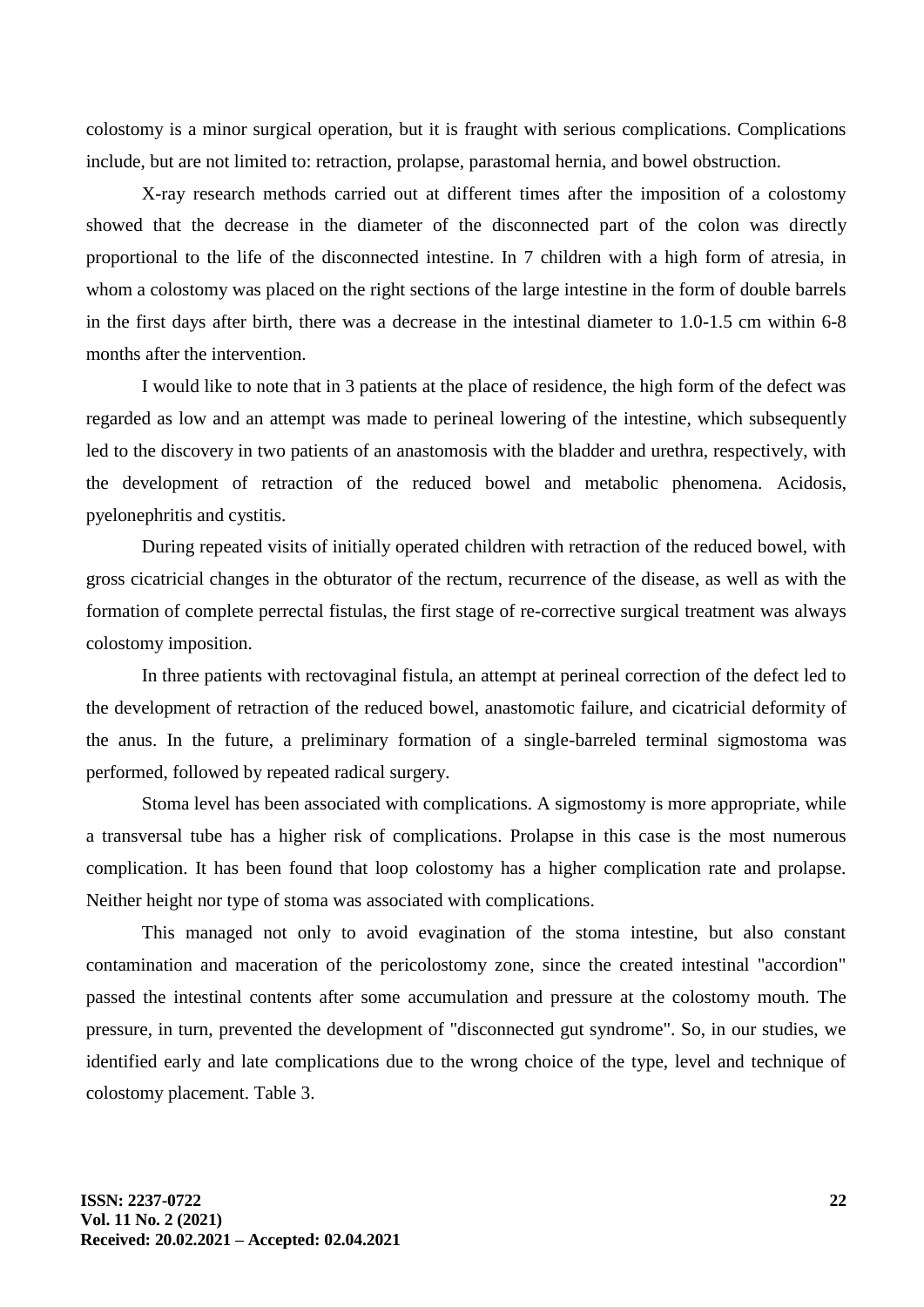colostomy is a minor surgical operation, but it is fraught with serious complications. Complications include, but are not limited to: retraction, prolapse, parastomal hernia, and bowel obstruction.

X-ray research methods carried out at different times after the imposition of a colostomy showed that the decrease in the diameter of the disconnected part of the colon was directly proportional to the life of the disconnected intestine. In 7 children with a high form of atresia, in whom a colostomy was placed on the right sections of the large intestine in the form of double barrels in the first days after birth, there was a decrease in the intestinal diameter to 1.0-1.5 cm within 6-8 months after the intervention.

I would like to note that in 3 patients at the place of residence, the high form of the defect was regarded as low and an attempt was made to perineal lowering of the intestine, which subsequently led to the discovery in two patients of an anastomosis with the bladder and urethra, respectively, with the development of retraction of the reduced bowel and metabolic phenomena. Acidosis, pyelonephritis and cystitis.

During repeated visits of initially operated children with retraction of the reduced bowel, with gross cicatricial changes in the obturator of the rectum, recurrence of the disease, as well as with the formation of complete perrectal fistulas, the first stage of re-corrective surgical treatment was always colostomy imposition.

In three patients with rectovaginal fistula, an attempt at perineal correction of the defect led to the development of retraction of the reduced bowel, anastomotic failure, and cicatricial deformity of the anus. In the future, a preliminary formation of a single-barreled terminal sigmostoma was performed, followed by repeated radical surgery.

Stoma level has been associated with complications. A sigmostomy is more appropriate, while a transversal tube has a higher risk of complications. Prolapse in this case is the most numerous complication. It has been found that loop colostomy has a higher complication rate and prolapse. Neither height nor type of stoma was associated with complications.

This managed not only to avoid evagination of the stoma intestine, but also constant contamination and maceration of the pericolostomy zone, since the created intestinal "accordion" passed the intestinal contents after some accumulation and pressure at the colostomy mouth. The pressure, in turn, prevented the development of "disconnected gut syndrome". So, in our studies, we identified early and late complications due to the wrong choice of the type, level and technique of colostomy placement. Table 3.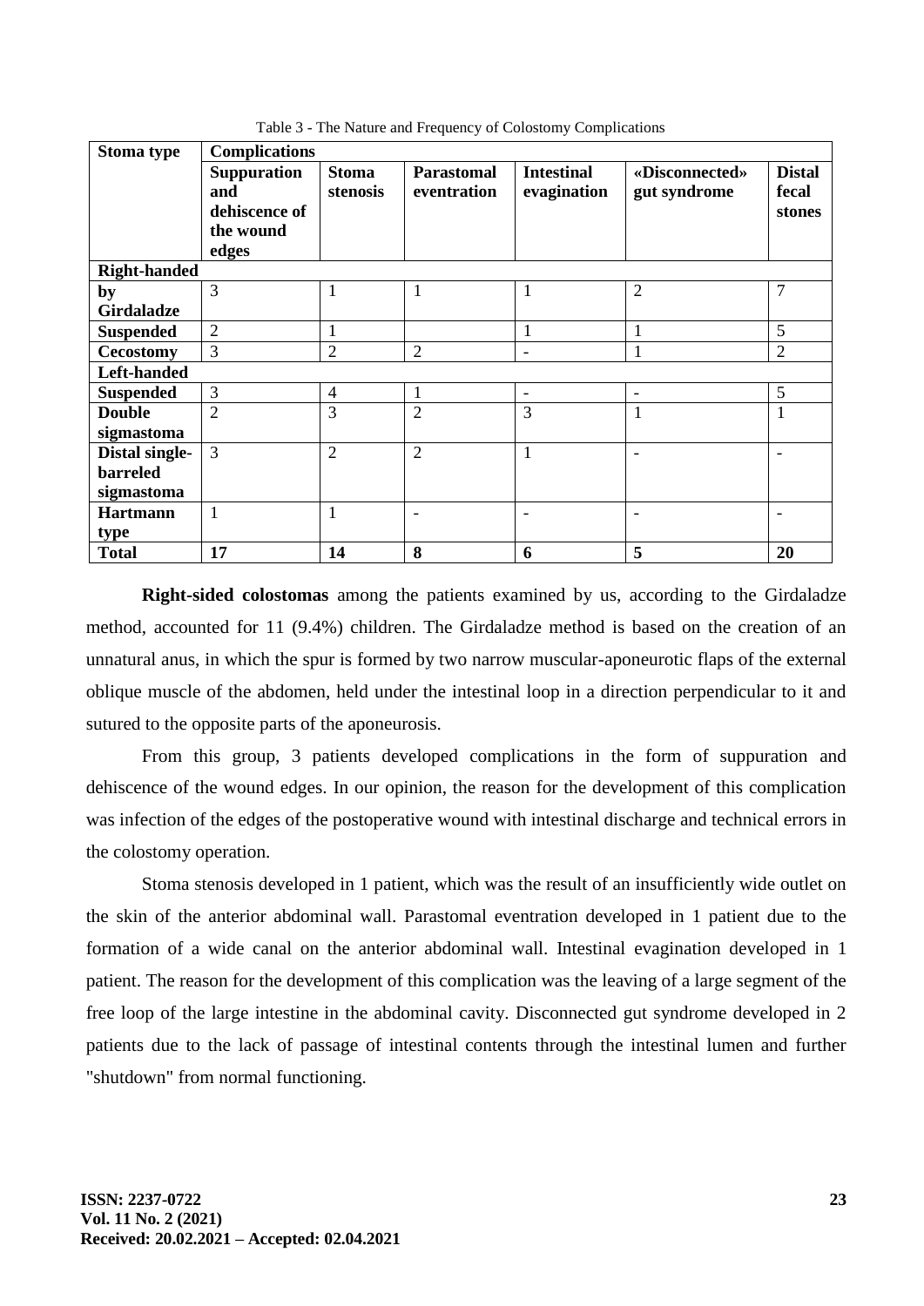Table 3 - The Nature and Frequency of Colostomy Complications

| Stoma type | Complications | | | | | |
|---|---|---|---|---|---|---|
| | **Suppuration and dehiscence of the wound edges** | **Stoma stenosis** | **Parastomal eventration** | **Intestinal evagination** | **«Disconnected» gut syndrome** | **Distal fecal stones** |
| **Right-handed** | | | | | | |
| **by Girdaladze** | 3 | 1 | 1 | 1 | 2 | 7 |
| **Suspended** | 2 | 1 | | 1 | 1 | 5 |
| **Cecostomy** | 3 | 2 | 2 | - | 1 | 2 |
| **Left-handed** | | | | | | |
| **Suspended** | 3 | 4 | 1 | - | - | 5 |
| **Double sigmastoma** | 2 | 3 | 2 | 3 | 1 | 1 |
| **Distal single-barreled sigmastoma** | 3 | 2 | 2 | 1 | - | - |
| **Hartmann type** | 1 | 1 | - | - | - | - |
| **Total** | **17** | **14** | **8** | **6** | **5** | **20** |

**Right-sided colostomas** among the patients examined by us, according to the Girdaladze method, accounted for 11 (9.4%) children. The Girdaladze method is based on the creation of an unnatural anus, in which the spur is formed by two narrow muscular-aponeurotic flaps of the external oblique muscle of the abdomen, held under the intestinal loop in a direction perpendicular to it and sutured to the opposite parts of the aponeurosis.

From this group, 3 patients developed complications in the form of suppuration and dehiscence of the wound edges. In our opinion, the reason for the development of this complication was infection of the edges of the postoperative wound with intestinal discharge and technical errors in the colostomy operation.

Stoma stenosis developed in 1 patient, which was the result of an insufficiently wide outlet on the skin of the anterior abdominal wall. Parastomal eventration developed in 1 patient due to the formation of a wide canal on the anterior abdominal wall. Intestinal evagination developed in 1 patient. The reason for the development of this complication was the leaving of a large segment of the free loop of the large intestine in the abdominal cavity. Disconnected gut syndrome developed in 2 patients due to the lack of passage of intestinal contents through the intestinal lumen and further "shutdown" from normal functioning.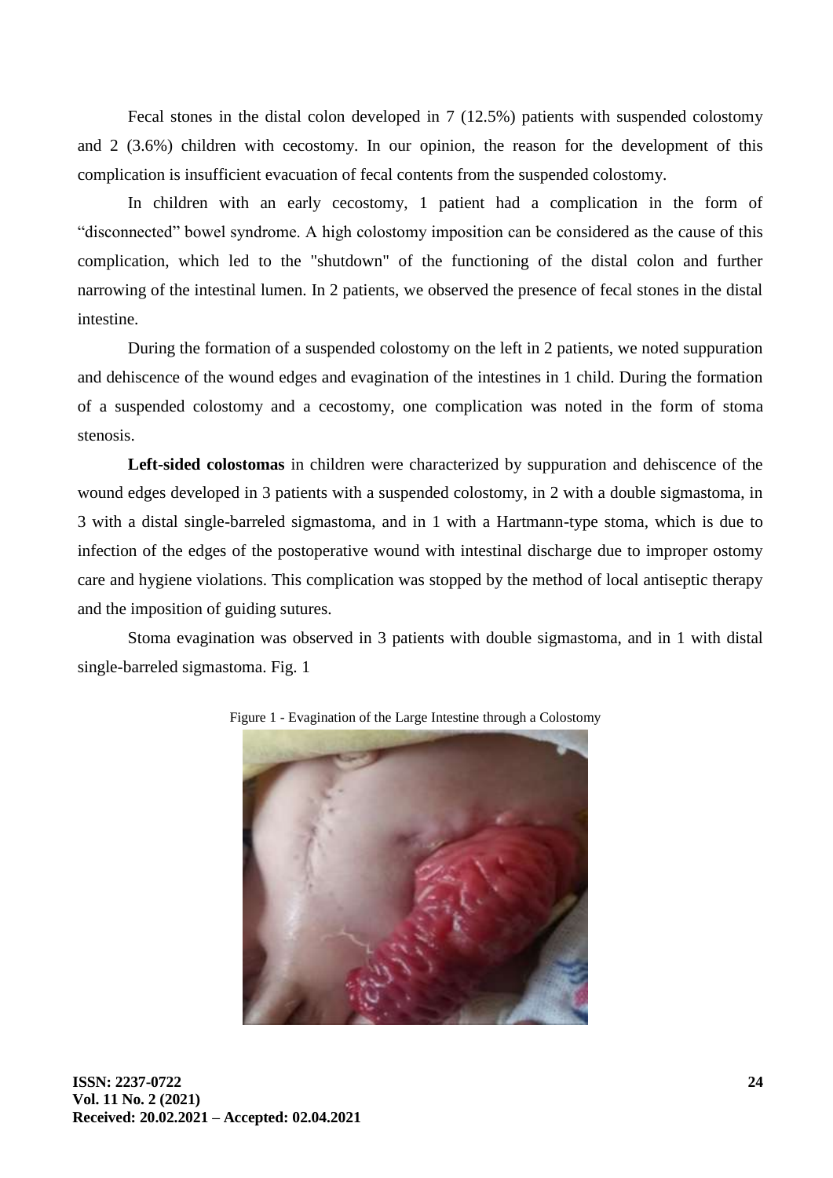Fecal stones in the distal colon developed in 7 (12.5%) patients with suspended colostomy and 2 (3.6%) children with cecostomy. In our opinion, the reason for the development of this complication is insufficient evacuation of fecal contents from the suspended colostomy.

In children with an early cecostomy, 1 patient had a complication in the form of "disconnected" bowel syndrome. A high colostomy imposition can be considered as the cause of this complication, which led to the "shutdown" of the functioning of the distal colon and further narrowing of the intestinal lumen. In 2 patients, we observed the presence of fecal stones in the distal intestine.

During the formation of a suspended colostomy on the left in 2 patients, we noted suppuration and dehiscence of the wound edges and evagination of the intestines in 1 child. During the formation of a suspended colostomy and a cecostomy, one complication was noted in the form of stoma stenosis.

**Left-sided colostomas** in children were characterized by suppuration and dehiscence of the wound edges developed in 3 patients with a suspended colostomy, in 2 with a double sigmastoma, in 3 with a distal single-barreled sigmastoma, and in 1 with a Hartmann-type stoma, which is due to infection of the edges of the postoperative wound with intestinal discharge due to improper ostomy care and hygiene violations. This complication was stopped by the method of local antiseptic therapy and the imposition of guiding sutures.

Stoma evagination was observed in 3 patients with double sigmastoma, and in 1 with distal single-barreled sigmastoma. Fig. 1

Figure 1 - Evagination of the Large Intestine through a Colostomy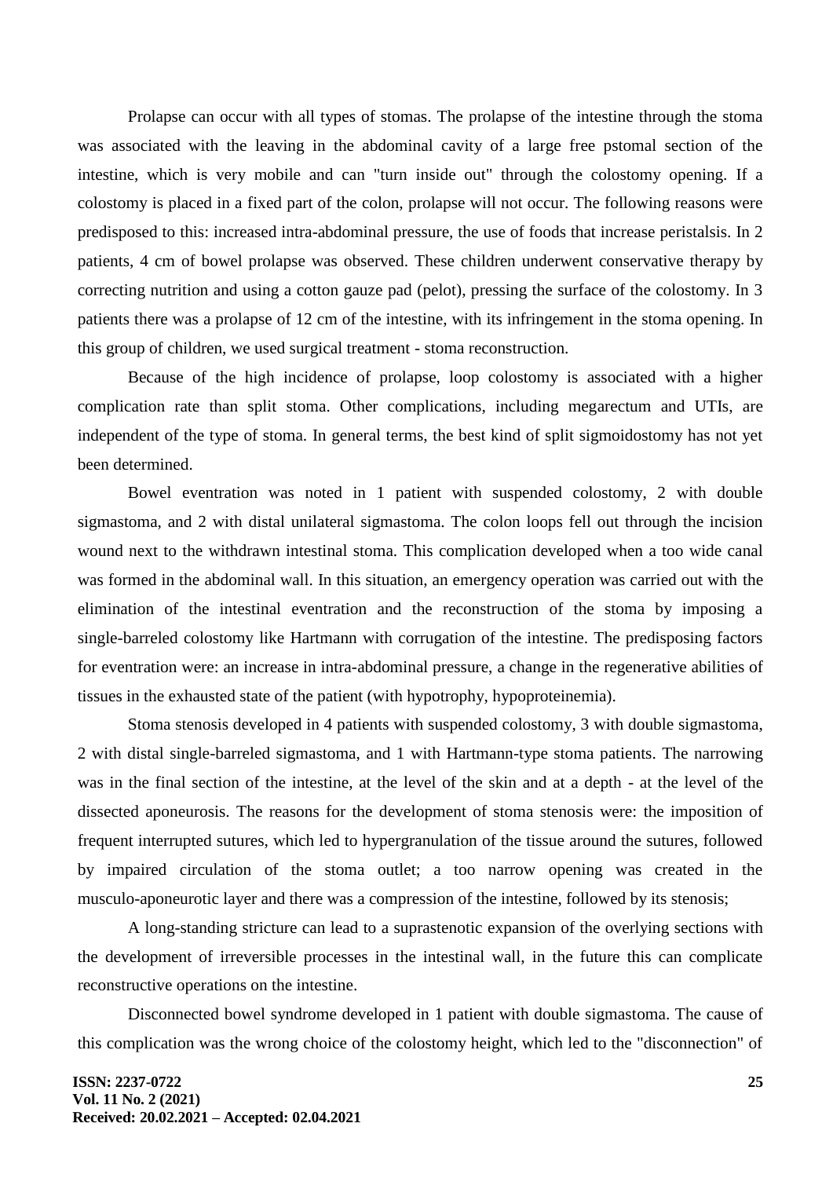Prolapse can occur with all types of stomas. The prolapse of the intestine through the stoma was associated with the leaving in the abdominal cavity of a large free pstomal section of the intestine, which is very mobile and can "turn inside out" through the colostomy opening. If a colostomy is placed in a fixed part of the colon, prolapse will not occur. The following reasons were predisposed to this: increased intra-abdominal pressure, the use of foods that increase peristalsis. In 2 patients, 4 cm of bowel prolapse was observed. These children underwent conservative therapy by correcting nutrition and using a cotton gauze pad (pelot), pressing the surface of the colostomy. In 3 patients there was a prolapse of 12 cm of the intestine, with its infringement in the stoma opening. In this group of children, we used surgical treatment - stoma reconstruction.

Because of the high incidence of prolapse, loop colostomy is associated with a higher complication rate than split stoma. Other complications, including megarectum and UTIs, are independent of the type of stoma. In general terms, the best kind of split sigmoidostomy has not yet been determined.

Bowel eventration was noted in 1 patient with suspended colostomy, 2 with double sigmastoma, and 2 with distal unilateral sigmastoma. The colon loops fell out through the incision wound next to the withdrawn intestinal stoma. This complication developed when a too wide canal was formed in the abdominal wall. In this situation, an emergency operation was carried out with the elimination of the intestinal eventration and the reconstruction of the stoma by imposing a single-barreled colostomy like Hartmann with corrugation of the intestine. The predisposing factors for eventration were: an increase in intra-abdominal pressure, a change in the regenerative abilities of tissues in the exhausted state of the patient (with hypotrophy, hypoproteinemia).

Stoma stenosis developed in 4 patients with suspended colostomy, 3 with double sigmastoma, 2 with distal single-barreled sigmastoma, and 1 with Hartmann-type stoma patients. The narrowing was in the final section of the intestine, at the level of the skin and at a depth - at the level of the dissected aponeurosis. The reasons for the development of stoma stenosis were: the imposition of frequent interrupted sutures, which led to hypergranulation of the tissue around the sutures, followed by impaired circulation of the stoma outlet; a too narrow opening was created in the musculo-aponeurotic layer and there was a compression of the intestine, followed by its stenosis;

A long-standing stricture can lead to a suprastenotic expansion of the overlying sections with the development of irreversible processes in the intestinal wall, in the future this can complicate reconstructive operations on the intestine.

Disconnected bowel syndrome developed in 1 patient with double sigmastoma. The cause of this complication was the wrong choice of the colostomy height, which led to the "disconnection" of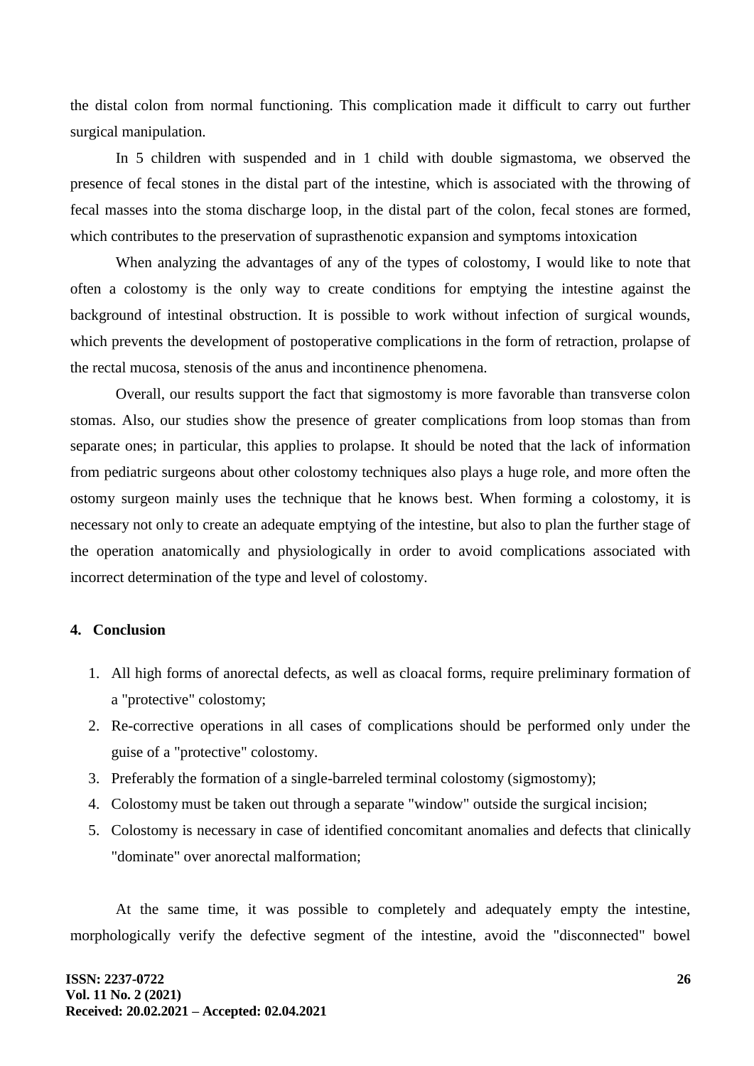the distal colon from normal functioning. This complication made it difficult to carry out further surgical manipulation.

In 5 children with suspended and in 1 child with double sigmastoma, we observed the presence of fecal stones in the distal part of the intestine, which is associated with the throwing of fecal masses into the stoma discharge loop, in the distal part of the colon, fecal stones are formed, which contributes to the preservation of suprasthenotic expansion and symptoms intoxication

When analyzing the advantages of any of the types of colostomy, I would like to note that often a colostomy is the only way to create conditions for emptying the intestine against the background of intestinal obstruction. It is possible to work without infection of surgical wounds, which prevents the development of postoperative complications in the form of retraction, prolapse of the rectal mucosa, stenosis of the anus and incontinence phenomena.

Overall, our results support the fact that sigmostomy is more favorable than transverse colon stomas. Also, our studies show the presence of greater complications from loop stomas than from separate ones; in particular, this applies to prolapse. It should be noted that the lack of information from pediatric surgeons about other colostomy techniques also plays a huge role, and more often the ostomy surgeon mainly uses the technique that he knows best. When forming a colostomy, it is necessary not only to create an adequate emptying of the intestine, but also to plan the further stage of the operation anatomically and physiologically in order to avoid complications associated with incorrect determination of the type and level of colostomy.

## 4. Conclusion

1. All high forms of anorectal defects, as well as cloacal forms, require preliminary formation of a "protective" colostomy;
2. Re-corrective operations in all cases of complications should be performed only under the guise of a "protective" colostomy.
3. Preferably the formation of a single-barreled terminal colostomy (sigmostomy);
4. Colostomy must be taken out through a separate "window" outside the surgical incision;
5. Colostomy is necessary in case of identified concomitant anomalies and defects that clinically "dominate" over anorectal malformation;

At the same time, it was possible to completely and adequately empty the intestine, morphologically verify the defective segment of the intestine, avoid the "disconnected" bowel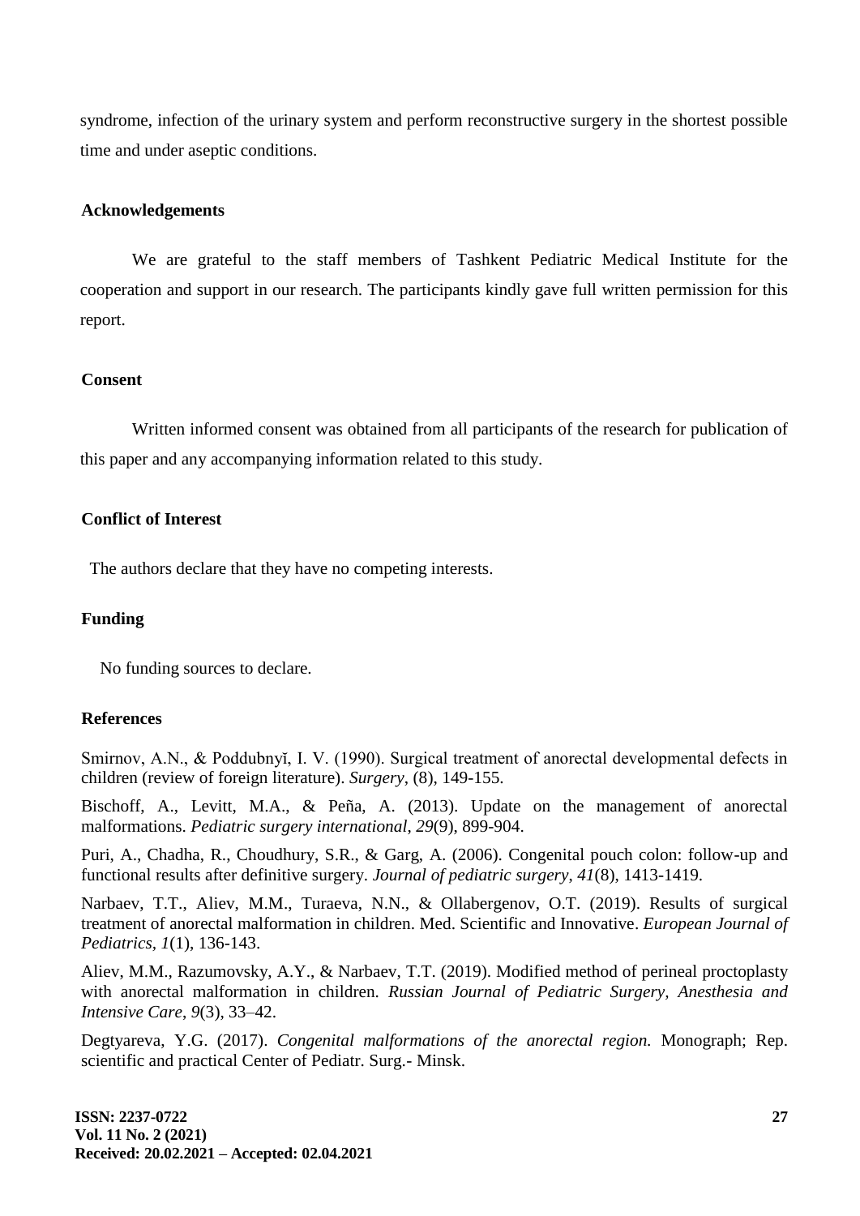syndrome, infection of the urinary system and perform reconstructive surgery in the shortest possible time and under aseptic conditions.

## Acknowledgements

We are grateful to the staff members of Tashkent Pediatric Medical Institute for the cooperation and support in our research. The participants kindly gave full written permission for this report.

## Consent

Written informed consent was obtained from all participants of the research for publication of this paper and any accompanying information related to this study.

## Conflict of Interest

The authors declare that they have no competing interests.

## Funding

No funding sources to declare.

## References

Smirnov, A.N., & Poddubnyĭ, I. V. (1990). Surgical treatment of anorectal developmental defects in children (review of foreign literature). *Surgery*, (8), 149-155.

Bischoff, A., Levitt, M.A., & Peña, A. (2013). Update on the management of anorectal malformations. *Pediatric surgery international*, *29*(9), 899-904.

Puri, A., Chadha, R., Choudhury, S.R., & Garg, A. (2006). Congenital pouch colon: follow-up and functional results after definitive surgery. *Journal of pediatric surgery*, *41*(8), 1413-1419.

Narbaev, T.T., Aliev, M.M., Turaeva, N.N., & Ollabergenov, O.T. (2019). Results of surgical treatment of anorectal malformation in children. Med. Scientific and Innovative. *European Journal of Pediatrics*, *1*(1), 136-143.

Aliev, M.M., Razumovsky, A.Y., & Narbaev, T.T. (2019). Modified method of perineal proctoplasty with anorectal malformation in children. *Russian Journal of Pediatric Surgery, Anesthesia and Intensive Care*, *9*(3), 33–42.

Degtyareva, Y.G. (2017). *Congenital malformations of the anorectal region.* Monograph; Rep. scientific and practical Center of Pediatr. Surg.- Minsk.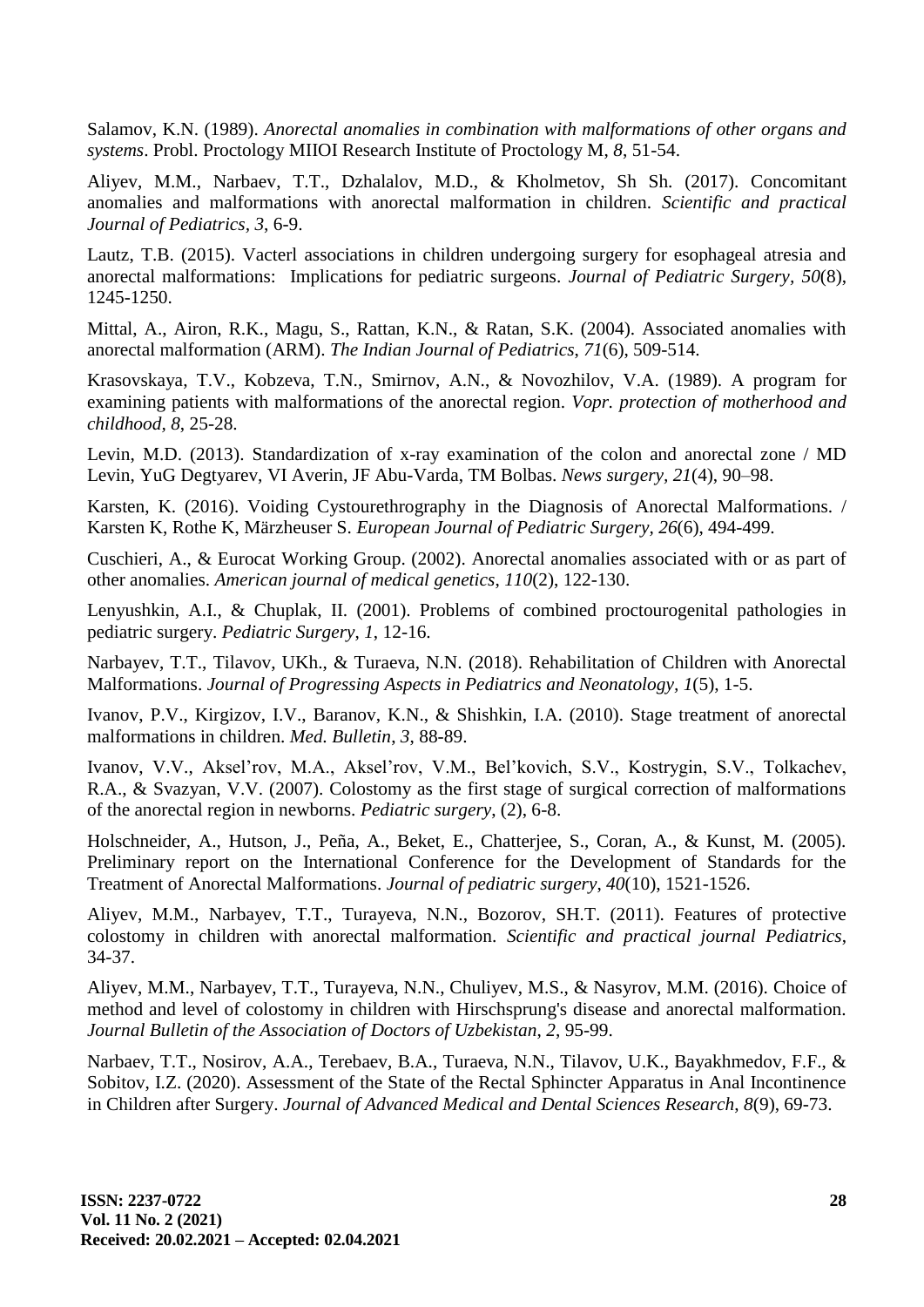Salamov, K.N. (1989). *Anorectal anomalies in combination with malformations of other organs and systems*. Probl. Proctology MIIOI Research Institute of Proctology M, *8*, 51-54.

Aliyev, M.M., Narbaev, T.T., Dzhalalov, M.D., & Kholmetov, Sh Sh. (2017). Concomitant anomalies and malformations with anorectal malformation in children. *Scientific and practical Journal of Pediatrics*, *3*, 6-9.

Lautz, T.B. (2015). Vacterl associations in children undergoing surgery for esophageal atresia and anorectal malformations: Implications for pediatric surgeons. *Journal of Pediatric Surgery, 50*(8), 1245-1250.

Mittal, A., Airon, R.K., Magu, S., Rattan, K.N., & Ratan, S.K. (2004). Associated anomalies with anorectal malformation (ARM). *The Indian Journal of Pediatrics*, *71*(6), 509-514.

Krasovskaya, T.V., Kobzeva, T.N., Smirnov, A.N., & Novozhilov, V.A. (1989). A program for examining patients with malformations of the anorectal region. *Vopr. protection of motherhood and childhood, 8*, 25-28.

Levin, M.D. (2013). Standardization of x-ray examination of the colon and anorectal zone / MD Levin, YuG Degtyarev, VI Averin, JF Abu-Varda, TM Bolbas. *News surgery*, *21*(4), 90–98.

Karsten, K. (2016). Voiding Cystourethrography in the Diagnosis of Anorectal Malformations. / Karsten K, Rothe K, Märzheuser S. *European Journal of Pediatric Surgery*, *26*(6), 494-499.

Cuschieri, A., & Eurocat Working Group. (2002). Anorectal anomalies associated with or as part of other anomalies. *American journal of medical genetics*, *110*(2), 122-130.

Lenyushkin, A.I., & Chuplak, II. (2001). Problems of combined proctourogenital pathologies in pediatric surgery. *Pediatric Surgery*, *1*, 12-16.

Narbayev, T.T., Tilavov, UKh., & Turaeva, N.N. (2018). Rehabilitation of Children with Anorectal Malformations. *Journal of Progressing Aspects in Pediatrics and Neonatology, 1*(5), 1-5.

Ivanov, P.V., Kirgizov, I.V., Baranov, K.N., & Shishkin, I.A. (2010). Stage treatment of anorectal malformations in children. *Med. Bulletin*, *3*, 88-89.

Ivanov, V.V., Aksel'rov, M.A., Aksel'rov, V.M., Bel'kovich, S.V., Kostrygin, S.V., Tolkachev, R.A., & Svazyan, V.V. (2007). Colostomy as the first stage of surgical correction of malformations of the anorectal region in newborns. *Pediatric surgery*, (2), 6-8.

Holschneider, A., Hutson, J., Peña, A., Beket, E., Chatterjee, S., Coran, A., & Kunst, M. (2005). Preliminary report on the International Conference for the Development of Standards for the Treatment of Anorectal Malformations. *Journal of pediatric surgery*, *40*(10), 1521-1526.

Aliyev, M.M., Narbayev, T.T., Turayeva, N.N., Bozorov, SH.T. (2011). Features of protective colostomy in children with anorectal malformation. *Scientific and practical journal Pediatrics*, 34-37.

Aliyev, M.M., Narbayev, T.T., Turayeva, N.N., Chuliyev, M.S., & Nasyrov, M.M. (2016). Choice of method and level of colostomy in children with Hirschsprung's disease and anorectal malformation. *Journal Bulletin of the Association of Doctors of Uzbekistan*, *2*, 95-99.

Narbaev, T.T., Nosirov, A.A., Terebaev, B.A., Turaeva, N.N., Tilavov, U.K., Bayakhmedov, F.F., & Sobitov, I.Z. (2020). Assessment of the State of the Rectal Sphincter Apparatus in Anal Incontinence in Children after Surgery. *Journal of Advanced Medical and Dental Sciences Research*, *8*(9), 69-73.